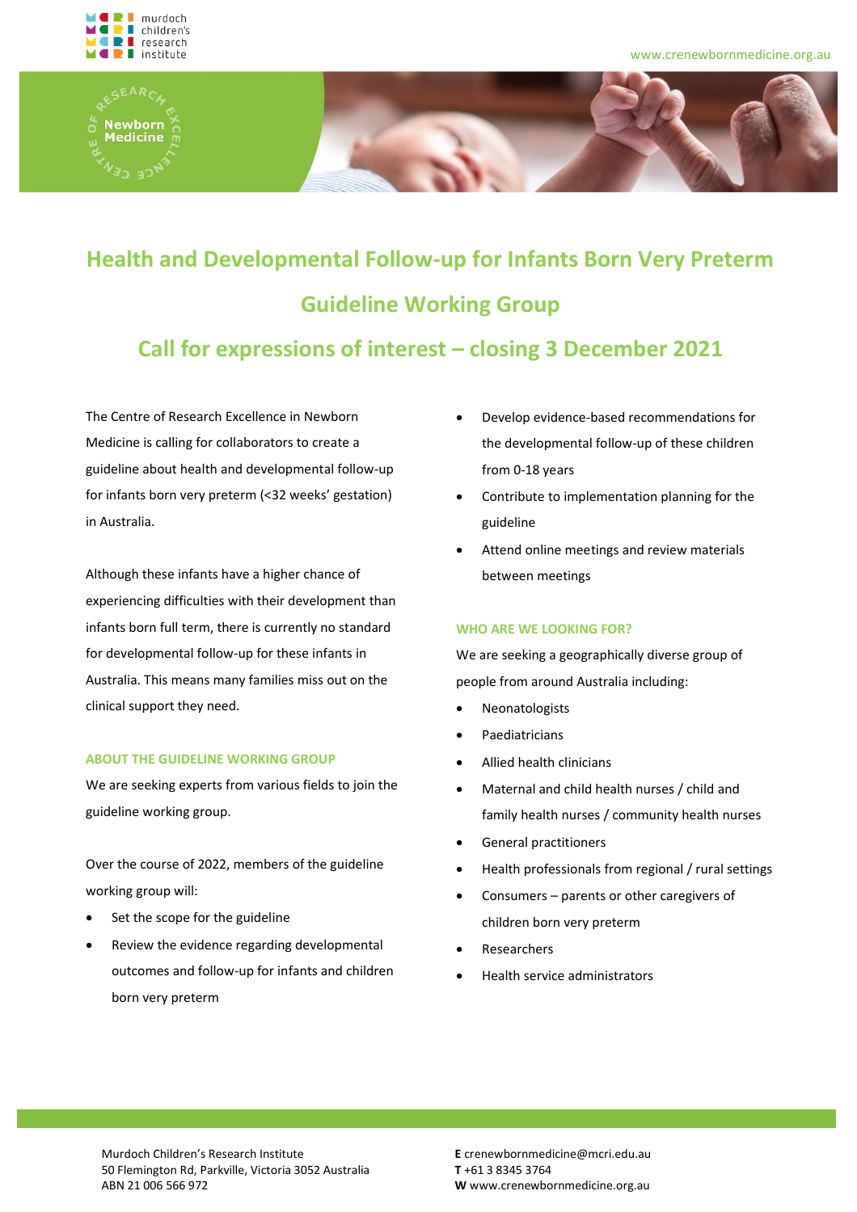# Health and Developmental Follow-up for Infants Born Very Preterm

## Guideline Working Group

## Call for expressions of interest – closing 3 December 2021

The Centre of Research Excellence in Newborn Medicine is calling for collaborators to create a guideline about health and developmental follow-up for infants born very preterm (<32 weeks' gestation) in Australia.

Although these infants have a higher chance of experiencing difficulties with their development than infants born full term, there is currently no standard for developmental follow-up for these infants in Australia. This means many families miss out on the clinical support they need.

### ABOUT THE GUIDELINE WORKING GROUP

We are seeking experts from various fields to join the guideline working group.

Over the course of 2022, members of the guideline working group will:

- Set the scope for the guideline
- Review the evidence regarding developmental outcomes and follow-up for infants and children born very preterm
- Develop evidence-based recommendations for the developmental follow-up of these children from 0-18 years
- Contribute to implementation planning for the guideline
- Attend online meetings and review materials between meetings

### WHO ARE WE LOOKING FOR?

We are seeking a geographically diverse group of people from around Australia including:

- Neonatologists
- Paediatricians
- Allied health clinicians
- Maternal and child health nurses / child and family health nurses / community health nurses
- General practitioners
- Health professionals from regional / rural settings
- Consumers – parents or other caregivers of children born very preterm
- Researchers
- Health service administrators

Murdoch Children's Research Institute
50 Flemington Rd, Parkville, Victoria 3052 Australia
ABN 21 006 566 972

**E** crenewbornmedicine@mcri.edu.au
**T** +61 3 8345 3764
**W** www.crenewbornmedicine.org.au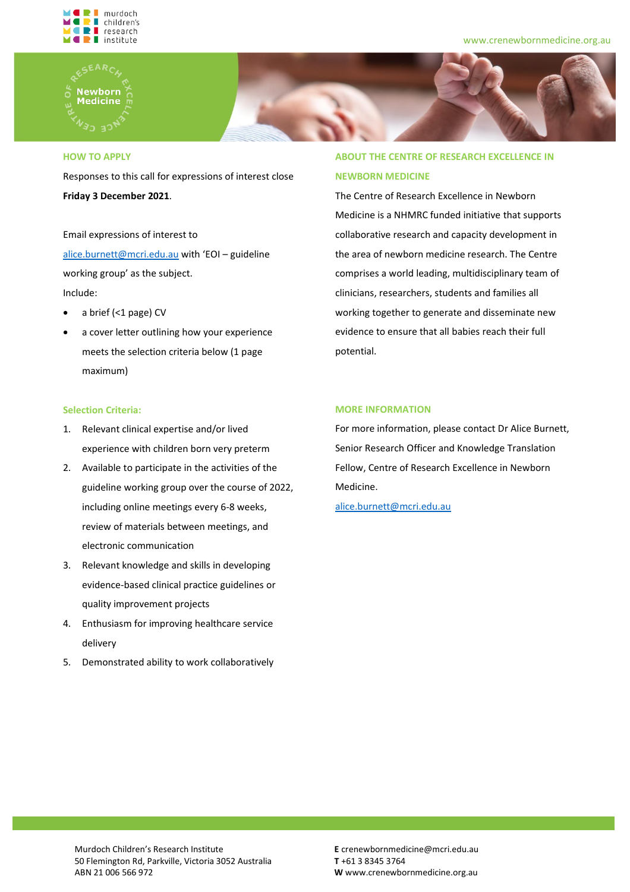## HOW TO APPLY

Responses to this call for expressions of interest close **Friday 3 December 2021**.

Email expressions of interest to alice.burnett@mcri.edu.au with 'EOI – guideline working group' as the subject.

Include:

- a brief (<1 page) CV
- a cover letter outlining how your experience meets the selection criteria below (1 page maximum)

### Selection Criteria:

1. Relevant clinical expertise and/or lived experience with children born very preterm
2. Available to participate in the activities of the guideline working group over the course of 2022, including online meetings every 6-8 weeks, review of materials between meetings, and electronic communication
3. Relevant knowledge and skills in developing evidence-based clinical practice guidelines or quality improvement projects
4. Enthusiasm for improving healthcare service delivery
5. Demonstrated ability to work collaboratively

## ABOUT THE CENTRE OF RESEARCH EXCELLENCE IN NEWBORN MEDICINE

The Centre of Research Excellence in Newborn Medicine is a NHMRC funded initiative that supports collaborative research and capacity development in the area of newborn medicine research. The Centre comprises a world leading, multidisciplinary team of clinicians, researchers, students and families all working together to generate and disseminate new evidence to ensure that all babies reach their full potential.

## MORE INFORMATION

For more information, please contact Dr Alice Burnett, Senior Research Officer and Knowledge Translation Fellow, Centre of Research Excellence in Newborn Medicine.

alice.burnett@mcri.edu.au

Murdoch Children's Research Institute
50 Flemington Rd, Parkville, Victoria 3052 Australia
ABN 21 006 566 972

**E** crenewbornmedicine@mcri.edu.au
**T** +61 3 8345 3764
**W** www.crenewbornmedicine.org.au